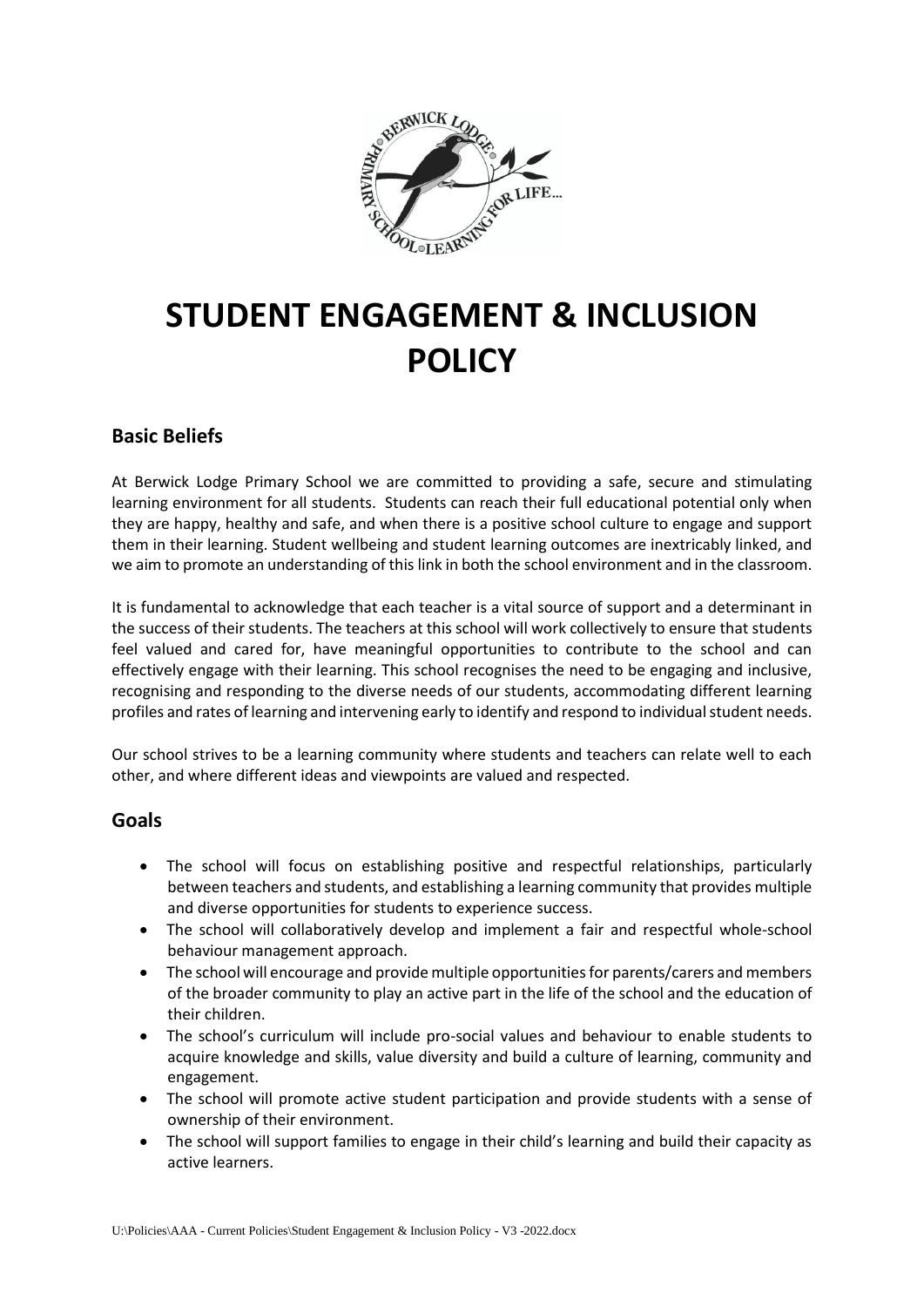# STUDENT ENGAGEMENT & INCLUSION POLICY

## Basic Beliefs

At Berwick Lodge Primary School we are committed to providing a safe, secure and stimulating learning environment for all students. Students can reach their full educational potential only when they are happy, healthy and safe, and when there is a positive school culture to engage and support them in their learning. Student wellbeing and student learning outcomes are inextricably linked, and we aim to promote an understanding of this link in both the school environment and in the classroom.

It is fundamental to acknowledge that each teacher is a vital source of support and a determinant in the success of their students. The teachers at this school will work collectively to ensure that students feel valued and cared for, have meaningful opportunities to contribute to the school and can effectively engage with their learning. This school recognises the need to be engaging and inclusive, recognising and responding to the diverse needs of our students, accommodating different learning profiles and rates of learning and intervening early to identify and respond to individual student needs.

Our school strives to be a learning community where students and teachers can relate well to each other, and where different ideas and viewpoints are valued and respected.

## Goals

- The school will focus on establishing positive and respectful relationships, particularly between teachers and students, and establishing a learning community that provides multiple and diverse opportunities for students to experience success.
- The school will collaboratively develop and implement a fair and respectful whole-school behaviour management approach.
- The school will encourage and provide multiple opportunities for parents/carers and members of the broader community to play an active part in the life of the school and the education of their children.
- The school's curriculum will include pro-social values and behaviour to enable students to acquire knowledge and skills, value diversity and build a culture of learning, community and engagement.
- The school will promote active student participation and provide students with a sense of ownership of their environment.
- The school will support families to engage in their child's learning and build their capacity as active learners.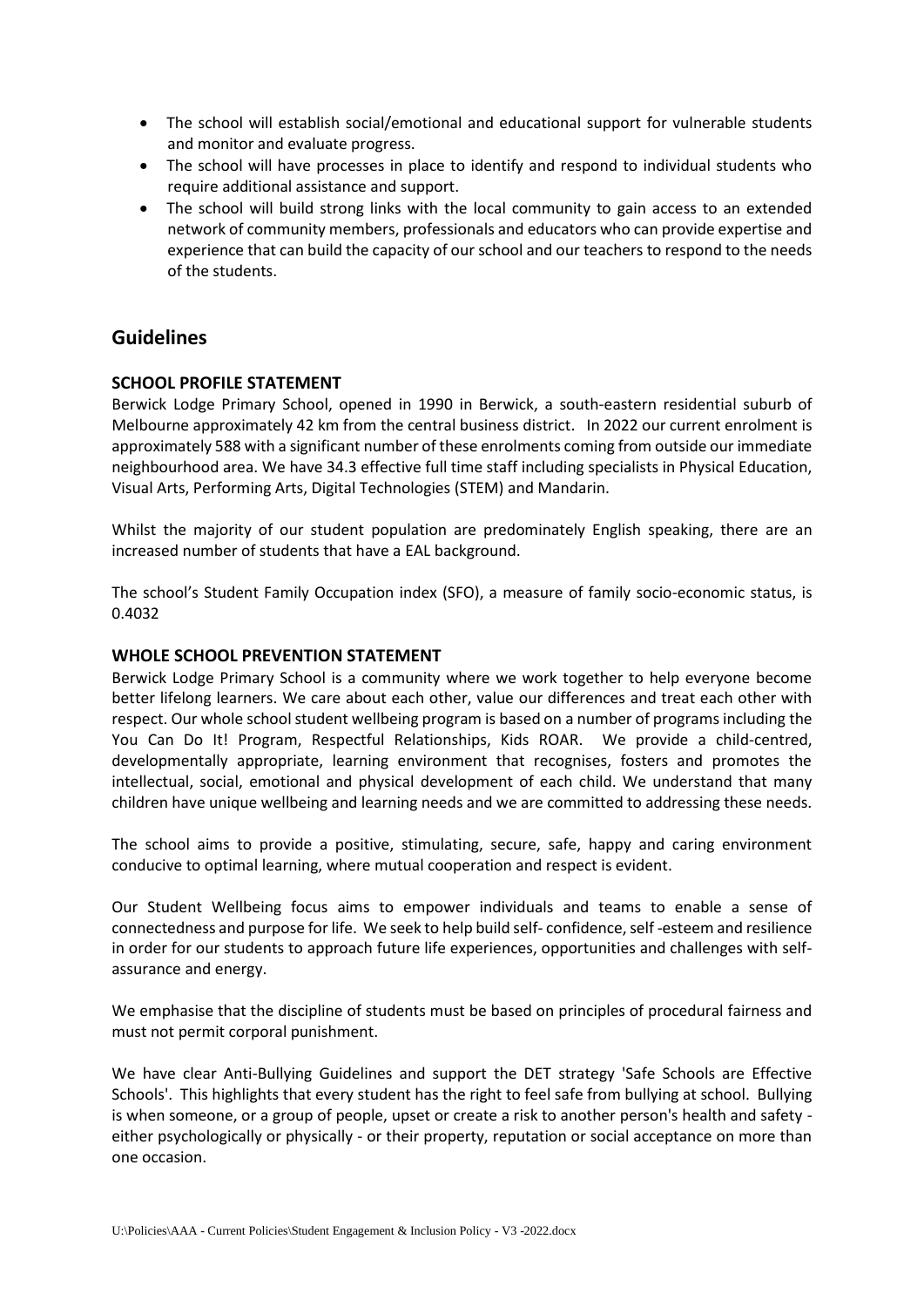- The school will establish social/emotional and educational support for vulnerable students and monitor and evaluate progress.
- The school will have processes in place to identify and respond to individual students who require additional assistance and support.
- The school will build strong links with the local community to gain access to an extended network of community members, professionals and educators who can provide expertise and experience that can build the capacity of our school and our teachers to respond to the needs of the students.

## Guidelines

### SCHOOL PROFILE STATEMENT

Berwick Lodge Primary School, opened in 1990 in Berwick, a south-eastern residential suburb of Melbourne approximately 42 km from the central business district. In 2022 our current enrolment is approximately 588 with a significant number of these enrolments coming from outside our immediate neighbourhood area. We have 34.3 effective full time staff including specialists in Physical Education, Visual Arts, Performing Arts, Digital Technologies (STEM) and Mandarin.

Whilst the majority of our student population are predominately English speaking, there are an increased number of students that have a EAL background.

The school's Student Family Occupation index (SFO), a measure of family socio-economic status, is 0.4032

### WHOLE SCHOOL PREVENTION STATEMENT

Berwick Lodge Primary School is a community where we work together to help everyone become better lifelong learners. We care about each other, value our differences and treat each other with respect. Our whole school student wellbeing program is based on a number of programs including the You Can Do It! Program, Respectful Relationships, Kids ROAR. We provide a child-centred, developmentally appropriate, learning environment that recognises, fosters and promotes the intellectual, social, emotional and physical development of each child. We understand that many children have unique wellbeing and learning needs and we are committed to addressing these needs.

The school aims to provide a positive, stimulating, secure, safe, happy and caring environment conducive to optimal learning, where mutual cooperation and respect is evident.

Our Student Wellbeing focus aims to empower individuals and teams to enable a sense of connectedness and purpose for life. We seek to help build self- confidence, self -esteem and resilience in order for our students to approach future life experiences, opportunities and challenges with self-assurance and energy.

We emphasise that the discipline of students must be based on principles of procedural fairness and must not permit corporal punishment.

We have clear Anti-Bullying Guidelines and support the DET strategy 'Safe Schools are Effective Schools'. This highlights that every student has the right to feel safe from bullying at school. Bullying is when someone, or a group of people, upset or create a risk to another person's health and safety - either psychologically or physically - or their property, reputation or social acceptance on more than one occasion.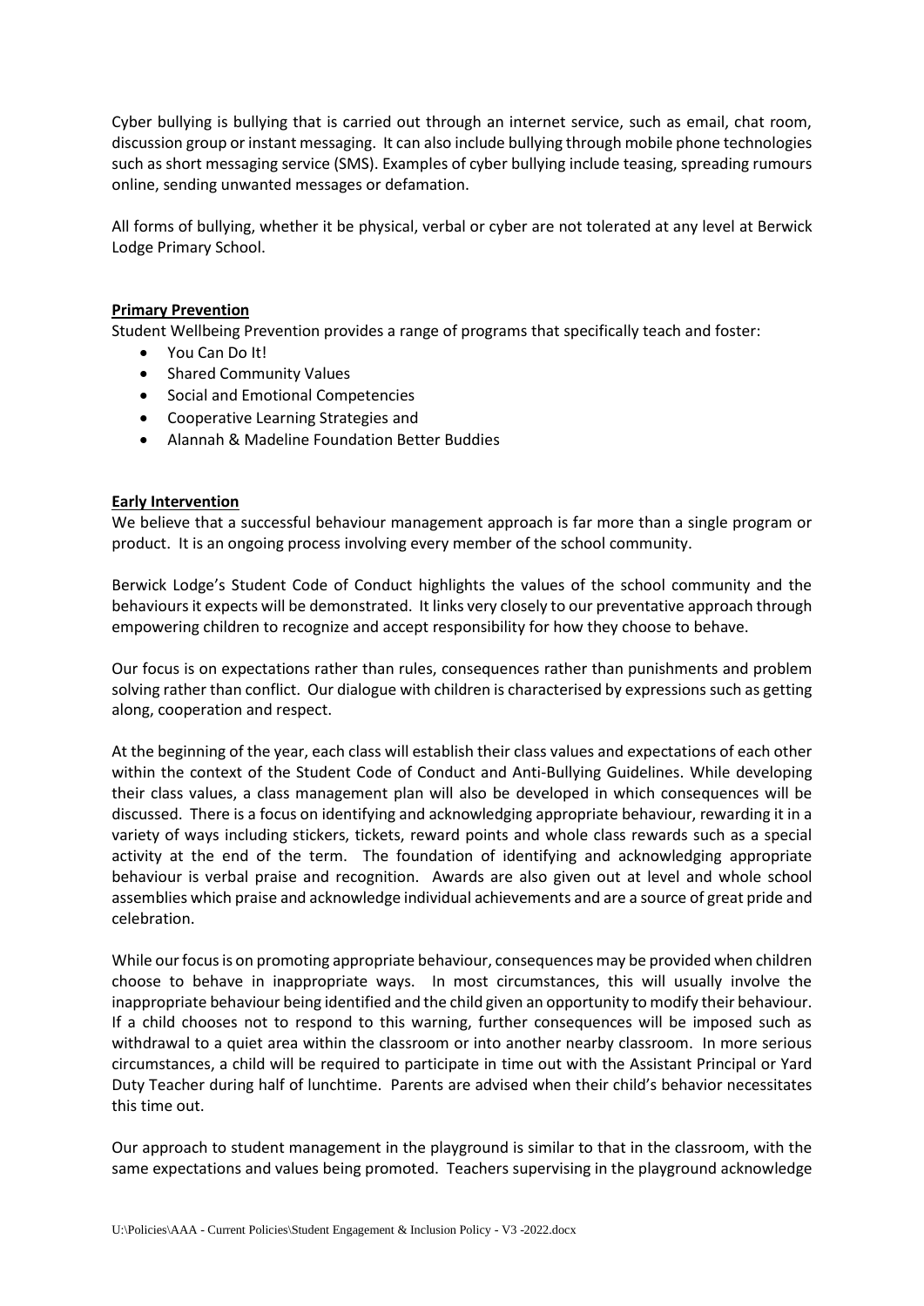Cyber bullying is bullying that is carried out through an internet service, such as email, chat room, discussion group or instant messaging. It can also include bullying through mobile phone technologies such as short messaging service (SMS). Examples of cyber bullying include teasing, spreading rumours online, sending unwanted messages or defamation.

All forms of bullying, whether it be physical, verbal or cyber are not tolerated at any level at Berwick Lodge Primary School.

**Primary Prevention**

Student Wellbeing Prevention provides a range of programs that specifically teach and foster:

- You Can Do It!
- Shared Community Values
- Social and Emotional Competencies
- Cooperative Learning Strategies and
- Alannah & Madeline Foundation Better Buddies

**Early Intervention**

We believe that a successful behaviour management approach is far more than a single program or product. It is an ongoing process involving every member of the school community.

Berwick Lodge's Student Code of Conduct highlights the values of the school community and the behaviours it expects will be demonstrated. It links very closely to our preventative approach through empowering children to recognize and accept responsibility for how they choose to behave.

Our focus is on expectations rather than rules, consequences rather than punishments and problem solving rather than conflict. Our dialogue with children is characterised by expressions such as getting along, cooperation and respect.

At the beginning of the year, each class will establish their class values and expectations of each other within the context of the Student Code of Conduct and Anti-Bullying Guidelines. While developing their class values, a class management plan will also be developed in which consequences will be discussed. There is a focus on identifying and acknowledging appropriate behaviour, rewarding it in a variety of ways including stickers, tickets, reward points and whole class rewards such as a special activity at the end of the term. The foundation of identifying and acknowledging appropriate behaviour is verbal praise and recognition. Awards are also given out at level and whole school assemblies which praise and acknowledge individual achievements and are a source of great pride and celebration.

While our focus is on promoting appropriate behaviour, consequences may be provided when children choose to behave in inappropriate ways. In most circumstances, this will usually involve the inappropriate behaviour being identified and the child given an opportunity to modify their behaviour. If a child chooses not to respond to this warning, further consequences will be imposed such as withdrawal to a quiet area within the classroom or into another nearby classroom. In more serious circumstances, a child will be required to participate in time out with the Assistant Principal or Yard Duty Teacher during half of lunchtime. Parents are advised when their child's behavior necessitates this time out.

Our approach to student management in the playground is similar to that in the classroom, with the same expectations and values being promoted. Teachers supervising in the playground acknowledge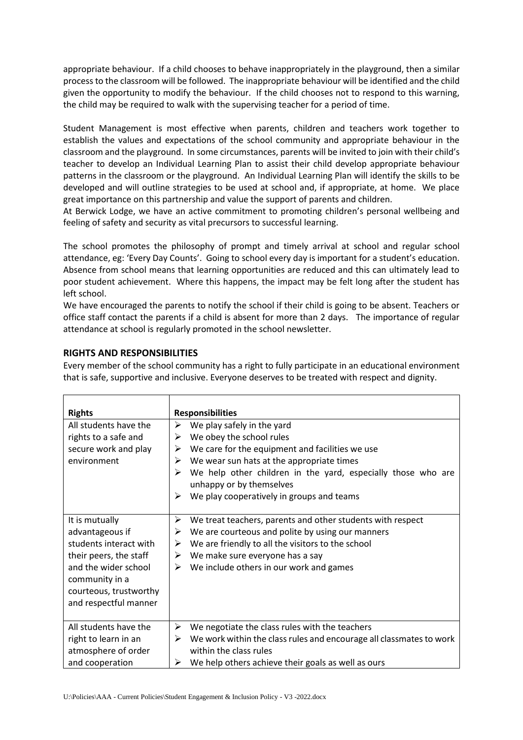appropriate behaviour. If a child chooses to behave inappropriately in the playground, then a similar process to the classroom will be followed. The inappropriate behaviour will be identified and the child given the opportunity to modify the behaviour. If the child chooses not to respond to this warning, the child may be required to walk with the supervising teacher for a period of time.

Student Management is most effective when parents, children and teachers work together to establish the values and expectations of the school community and appropriate behaviour in the classroom and the playground. In some circumstances, parents will be invited to join with their child's teacher to develop an Individual Learning Plan to assist their child develop appropriate behaviour patterns in the classroom or the playground. An Individual Learning Plan will identify the skills to be developed and will outline strategies to be used at school and, if appropriate, at home. We place great importance on this partnership and value the support of parents and children.
At Berwick Lodge, we have an active commitment to promoting children's personal wellbeing and feeling of safety and security as vital precursors to successful learning.

The school promotes the philosophy of prompt and timely arrival at school and regular school attendance, eg: 'Every Day Counts'. Going to school every day is important for a student's education. Absence from school means that learning opportunities are reduced and this can ultimately lead to poor student achievement. Where this happens, the impact may be felt long after the student has left school.
We have encouraged the parents to notify the school if their child is going to be absent. Teachers or office staff contact the parents if a child is absent for more than 2 days. The importance of regular attendance at school is regularly promoted in the school newsletter.

## RIGHTS AND RESPONSIBILITIES

Every member of the school community has a right to fully participate in an educational environment that is safe, supportive and inclusive. Everyone deserves to be treated with respect and dignity.

| Rights | Responsibilities |
|---|---|
| All students have the rights to a safe and secure work and play environment | ➢ We play safely in the yard<br>➢ We obey the school rules<br>➢ We care for the equipment and facilities we use<br>➢ We wear sun hats at the appropriate times<br>➢ We help other children in the yard, especially those who are unhappy or by themselves<br>➢ We play cooperatively in groups and teams |
| It is mutually advantageous if students interact with their peers, the staff and the wider school community in a courteous, trustworthy and respectful manner | ➢ We treat teachers, parents and other students with respect<br>➢ We are courteous and polite by using our manners<br>➢ We are friendly to all the visitors to the school<br>➢ We make sure everyone has a say<br>➢ We include others in our work and games |
| All students have the right to learn in an atmosphere of order and cooperation | ➢ We negotiate the class rules with the teachers<br>➢ We work within the class rules and encourage all classmates to work within the class rules<br>➢ We help others achieve their goals as well as ours |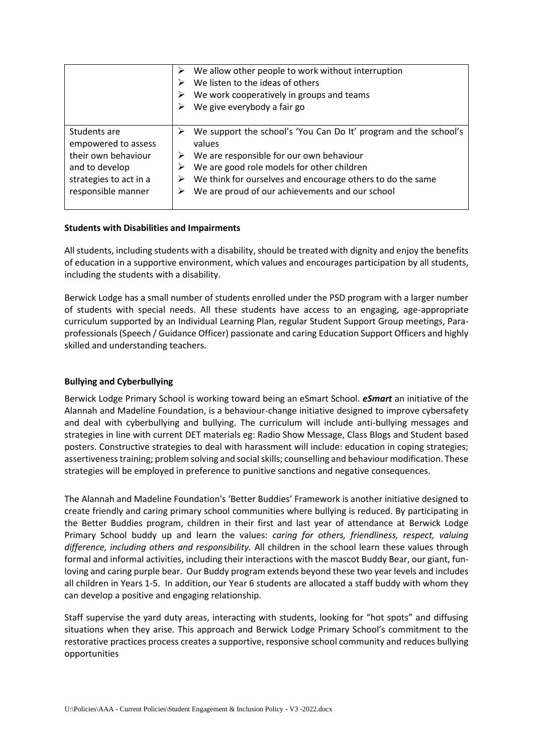| | |
|---|---|
| | ➢ We allow other people to work without interruption<br>➢ We listen to the ideas of others<br>➢ We work cooperatively in groups and teams<br>➢ We give everybody a fair go |
| Students are empowered to assess their own behaviour and to develop strategies to act in a responsible manner | ➢ We support the school's 'You Can Do It' program and the school's values<br>➢ We are responsible for our own behaviour<br>➢ We are good role models for other children<br>➢ We think for ourselves and encourage others to do the same<br>➢ We are proud of our achievements and our school |

**Students with Disabilities and Impairments**

All students, including students with a disability, should be treated with dignity and enjoy the benefits of education in a supportive environment, which values and encourages participation by all students, including the students with a disability.

Berwick Lodge has a small number of students enrolled under the PSD program with a larger number of students with special needs. All these students have access to an engaging, age-appropriate curriculum supported by an Individual Learning Plan, regular Student Support Group meetings, Para-professionals (Speech / Guidance Officer) passionate and caring Education Support Officers and highly skilled and understanding teachers.

**Bullying and Cyberbullying**

Berwick Lodge Primary School is working toward being an eSmart School. ***eSmart*** an initiative of the Alannah and Madeline Foundation, is a behaviour-change initiative designed to improve cybersafety and deal with cyberbullying and bullying. The curriculum will include anti-bullying messages and strategies in line with current DET materials eg: Radio Show Message, Class Blogs and Student based posters. Constructive strategies to deal with harassment will include: education in coping strategies; assertiveness training; problem solving and social skills; counselling and behaviour modification. These strategies will be employed in preference to punitive sanctions and negative consequences.

The Alannah and Madeline Foundation's 'Better Buddies' Framework is another initiative designed to create friendly and caring primary school communities where bullying is reduced. By participating in the Better Buddies program, children in their first and last year of attendance at Berwick Lodge Primary School buddy up and learn the values: *caring for others, friendliness, respect, valuing difference, including others and responsibility.* All children in the school learn these values through formal and informal activities, including their interactions with the mascot Buddy Bear, our giant, fun-loving and caring purple bear. Our Buddy program extends beyond these two year levels and includes all children in Years 1-5. In addition, our Year 6 students are allocated a staff buddy with whom they can develop a positive and engaging relationship.

Staff supervise the yard duty areas, interacting with students, looking for "hot spots" and diffusing situations when they arise. This approach and Berwick Lodge Primary School's commitment to the restorative practices process creates a supportive, responsive school community and reduces bullying opportunities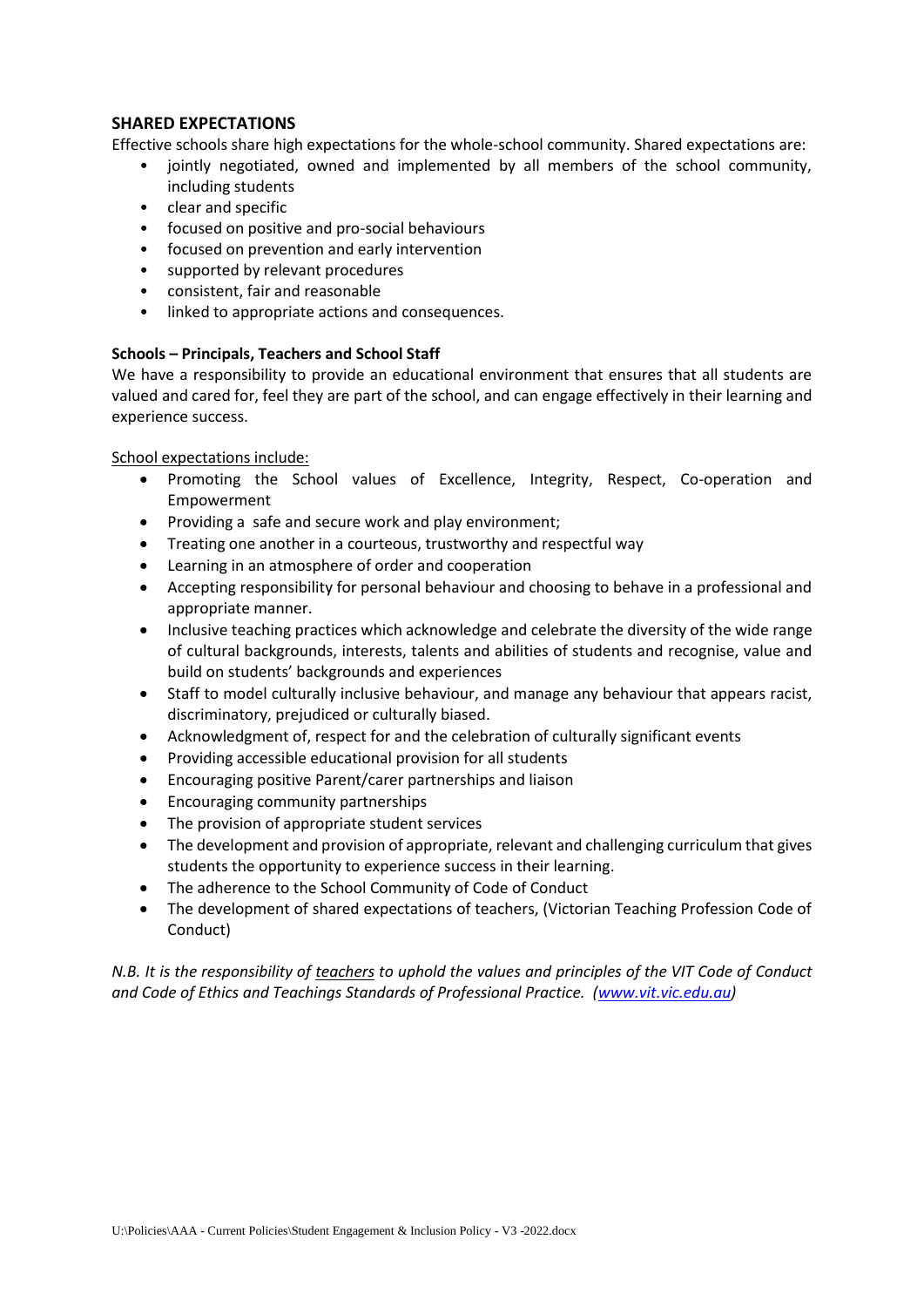## SHARED EXPECTATIONS

Effective schools share high expectations for the whole-school community. Shared expectations are:

- jointly negotiated, owned and implemented by all members of the school community, including students
- clear and specific
- focused on positive and pro-social behaviours
- focused on prevention and early intervention
- supported by relevant procedures
- consistent, fair and reasonable
- linked to appropriate actions and consequences.

### Schools – Principals, Teachers and School Staff

We have a responsibility to provide an educational environment that ensures that all students are valued and cared for, feel they are part of the school, and can engage effectively in their learning and experience success.

<u>School expectations include:</u>

- Promoting the School values of Excellence, Integrity, Respect, Co-operation and Empowerment
- Providing a safe and secure work and play environment;
- Treating one another in a courteous, trustworthy and respectful way
- Learning in an atmosphere of order and cooperation
- Accepting responsibility for personal behaviour and choosing to behave in a professional and appropriate manner.
- Inclusive teaching practices which acknowledge and celebrate the diversity of the wide range of cultural backgrounds, interests, talents and abilities of students and recognise, value and build on students' backgrounds and experiences
- Staff to model culturally inclusive behaviour, and manage any behaviour that appears racist, discriminatory, prejudiced or culturally biased.
- Acknowledgment of, respect for and the celebration of culturally significant events
- Providing accessible educational provision for all students
- Encouraging positive Parent/carer partnerships and liaison
- Encouraging community partnerships
- The provision of appropriate student services
- The development and provision of appropriate, relevant and challenging curriculum that gives students the opportunity to experience success in their learning.
- The adherence to the School Community of Code of Conduct
- The development of shared expectations of teachers, (Victorian Teaching Profession Code of Conduct)

*N.B. It is the responsibility of <u>teachers</u> to uphold the values and principles of the VIT Code of Conduct and Code of Ethics and Teachings Standards of Professional Practice. ([www.vit.vic.edu.au](www.vit.vic.edu.au))*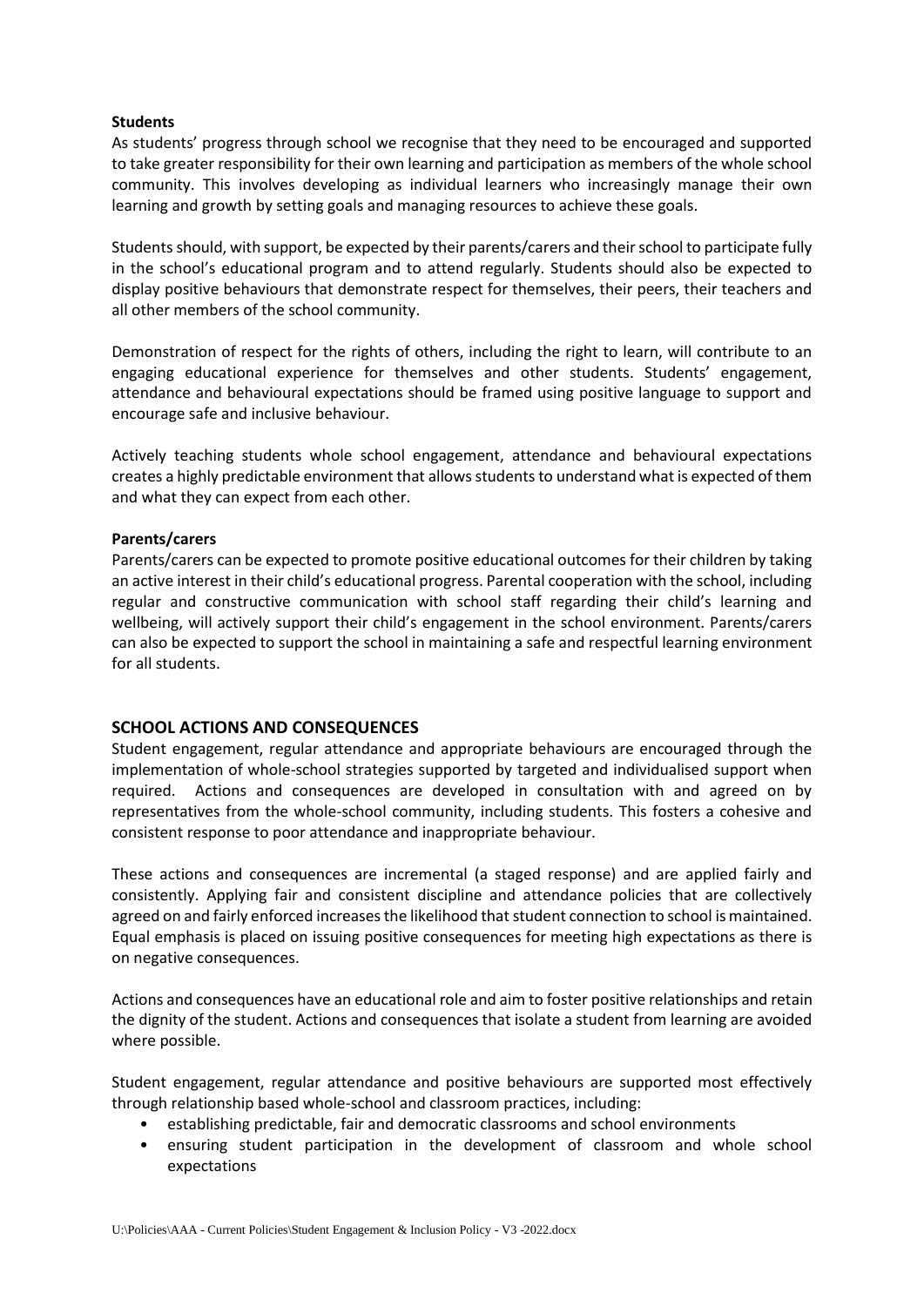**Students**

As students' progress through school we recognise that they need to be encouraged and supported to take greater responsibility for their own learning and participation as members of the whole school community. This involves developing as individual learners who increasingly manage their own learning and growth by setting goals and managing resources to achieve these goals.

Students should, with support, be expected by their parents/carers and their school to participate fully in the school's educational program and to attend regularly. Students should also be expected to display positive behaviours that demonstrate respect for themselves, their peers, their teachers and all other members of the school community.

Demonstration of respect for the rights of others, including the right to learn, will contribute to an engaging educational experience for themselves and other students. Students' engagement, attendance and behavioural expectations should be framed using positive language to support and encourage safe and inclusive behaviour.

Actively teaching students whole school engagement, attendance and behavioural expectations creates a highly predictable environment that allows students to understand what is expected of them and what they can expect from each other.

**Parents/carers**

Parents/carers can be expected to promote positive educational outcomes for their children by taking an active interest in their child's educational progress. Parental cooperation with the school, including regular and constructive communication with school staff regarding their child's learning and wellbeing, will actively support their child's engagement in the school environment. Parents/carers can also be expected to support the school in maintaining a safe and respectful learning environment for all students.

## SCHOOL ACTIONS AND CONSEQUENCES

Student engagement, regular attendance and appropriate behaviours are encouraged through the implementation of whole-school strategies supported by targeted and individualised support when required. Actions and consequences are developed in consultation with and agreed on by representatives from the whole-school community, including students. This fosters a cohesive and consistent response to poor attendance and inappropriate behaviour.

These actions and consequences are incremental (a staged response) and are applied fairly and consistently. Applying fair and consistent discipline and attendance policies that are collectively agreed on and fairly enforced increases the likelihood that student connection to school is maintained. Equal emphasis is placed on issuing positive consequences for meeting high expectations as there is on negative consequences.

Actions and consequences have an educational role and aim to foster positive relationships and retain the dignity of the student. Actions and consequences that isolate a student from learning are avoided where possible.

Student engagement, regular attendance and positive behaviours are supported most effectively through relationship based whole-school and classroom practices, including:

- establishing predictable, fair and democratic classrooms and school environments
- ensuring student participation in the development of classroom and whole school expectations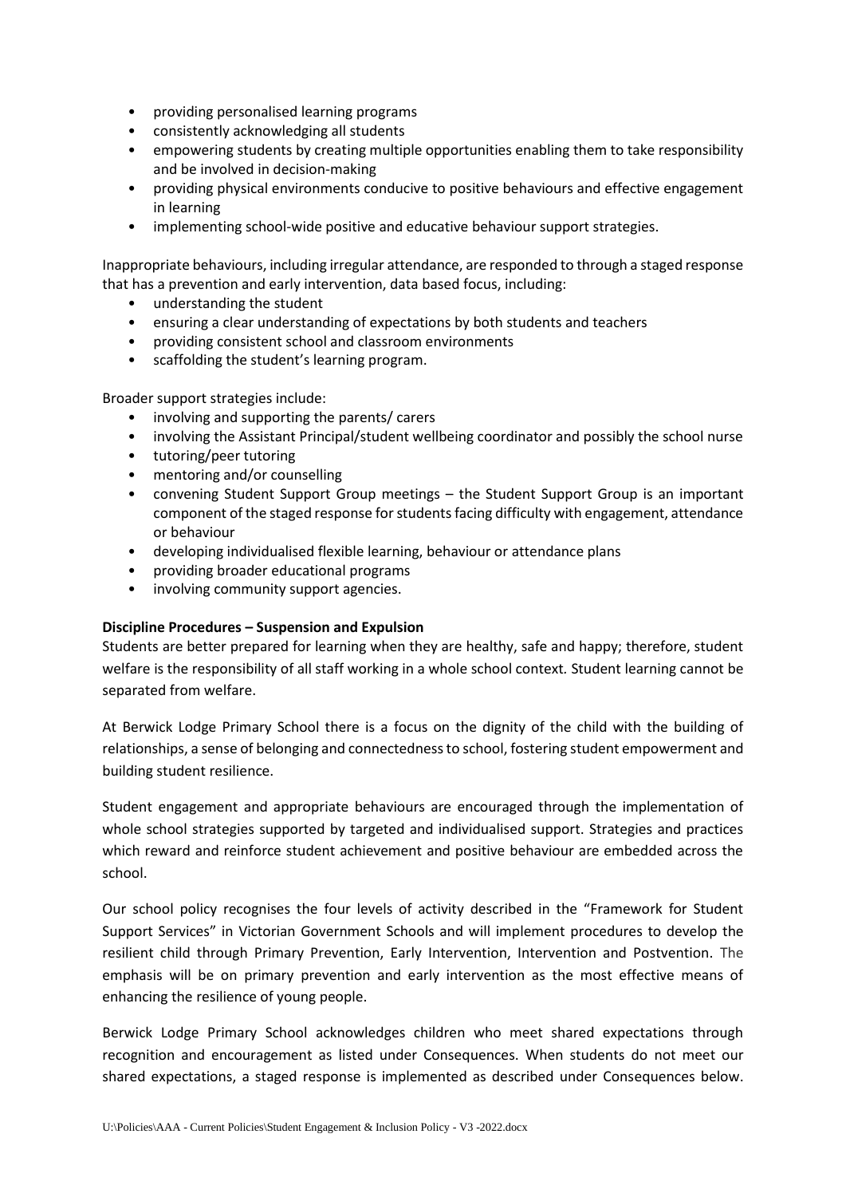- providing personalised learning programs
- consistently acknowledging all students
- empowering students by creating multiple opportunities enabling them to take responsibility and be involved in decision-making
- providing physical environments conducive to positive behaviours and effective engagement in learning
- implementing school-wide positive and educative behaviour support strategies.

Inappropriate behaviours, including irregular attendance, are responded to through a staged response that has a prevention and early intervention, data based focus, including:

- understanding the student
- ensuring a clear understanding of expectations by both students and teachers
- providing consistent school and classroom environments
- scaffolding the student's learning program.

Broader support strategies include:

- involving and supporting the parents/ carers
- involving the Assistant Principal/student wellbeing coordinator and possibly the school nurse
- tutoring/peer tutoring
- mentoring and/or counselling
- convening Student Support Group meetings – the Student Support Group is an important component of the staged response for students facing difficulty with engagement, attendance or behaviour
- developing individualised flexible learning, behaviour or attendance plans
- providing broader educational programs
- involving community support agencies.

**Discipline Procedures – Suspension and Expulsion**

Students are better prepared for learning when they are healthy, safe and happy; therefore, student welfare is the responsibility of all staff working in a whole school context. Student learning cannot be separated from welfare.

At Berwick Lodge Primary School there is a focus on the dignity of the child with the building of relationships, a sense of belonging and connectedness to school, fostering student empowerment and building student resilience.

Student engagement and appropriate behaviours are encouraged through the implementation of whole school strategies supported by targeted and individualised support. Strategies and practices which reward and reinforce student achievement and positive behaviour are embedded across the school.

Our school policy recognises the four levels of activity described in the "Framework for Student Support Services" in Victorian Government Schools and will implement procedures to develop the resilient child through Primary Prevention, Early Intervention, Intervention and Postvention. The emphasis will be on primary prevention and early intervention as the most effective means of enhancing the resilience of young people.

Berwick Lodge Primary School acknowledges children who meet shared expectations through recognition and encouragement as listed under Consequences. When students do not meet our shared expectations, a staged response is implemented as described under Consequences below.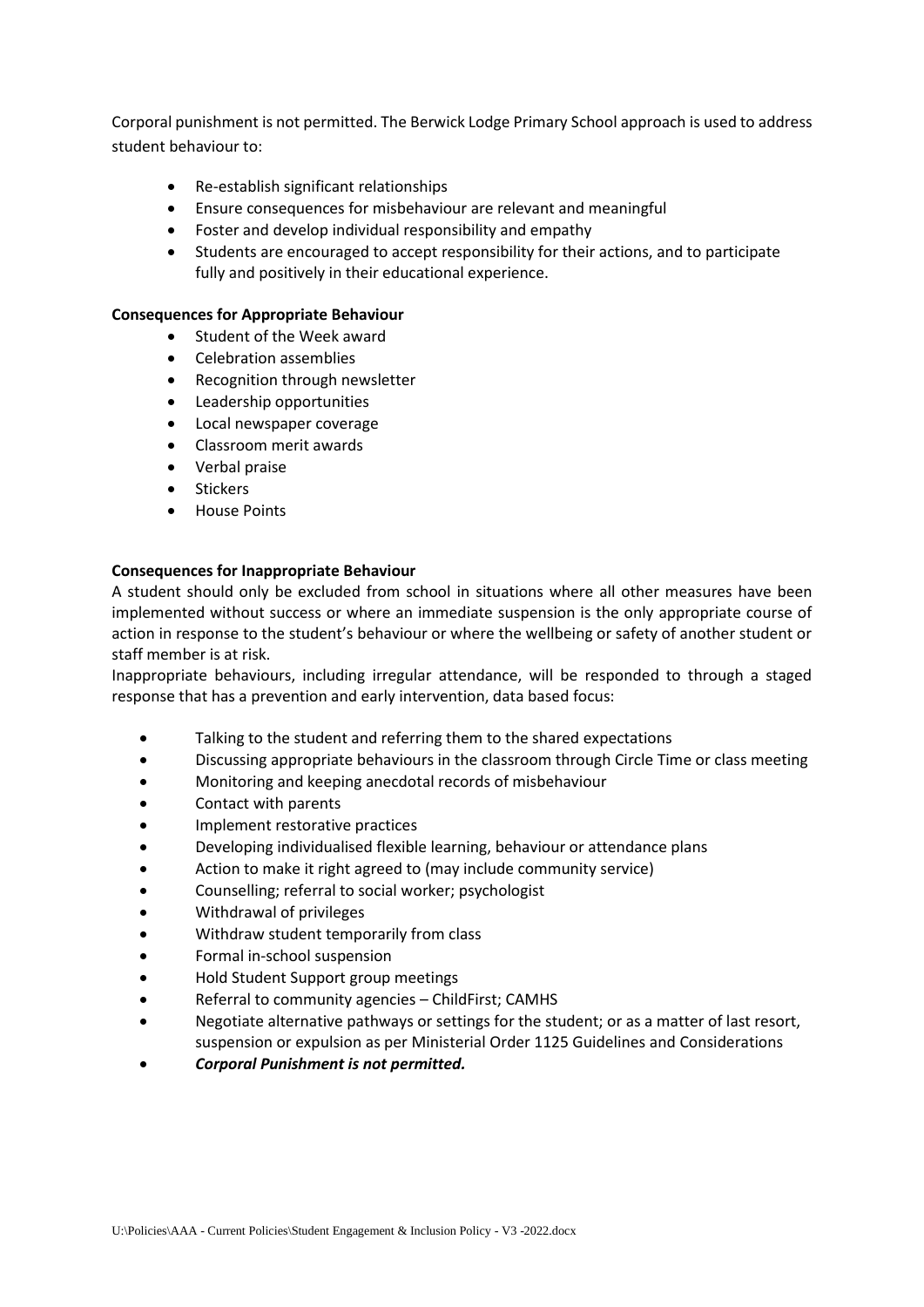Corporal punishment is not permitted. The Berwick Lodge Primary School approach is used to address student behaviour to:

- Re-establish significant relationships
- Ensure consequences for misbehaviour are relevant and meaningful
- Foster and develop individual responsibility and empathy
- Students are encouraged to accept responsibility for their actions, and to participate fully and positively in their educational experience.

**Consequences for Appropriate Behaviour**

- Student of the Week award
- Celebration assemblies
- Recognition through newsletter
- Leadership opportunities
- Local newspaper coverage
- Classroom merit awards
- Verbal praise
- Stickers
- House Points

**Consequences for Inappropriate Behaviour**

A student should only be excluded from school in situations where all other measures have been implemented without success or where an immediate suspension is the only appropriate course of action in response to the student's behaviour or where the wellbeing or safety of another student or staff member is at risk.

Inappropriate behaviours, including irregular attendance, will be responded to through a staged response that has a prevention and early intervention, data based focus:

- Talking to the student and referring them to the shared expectations
- Discussing appropriate behaviours in the classroom through Circle Time or class meeting
- Monitoring and keeping anecdotal records of misbehaviour
- Contact with parents
- Implement restorative practices
- Developing individualised flexible learning, behaviour or attendance plans
- Action to make it right agreed to (may include community service)
- Counselling; referral to social worker; psychologist
- Withdrawal of privileges
- Withdraw student temporarily from class
- Formal in-school suspension
- Hold Student Support group meetings
- Referral to community agencies – ChildFirst; CAMHS
- Negotiate alternative pathways or settings for the student; or as a matter of last resort, suspension or expulsion as per Ministerial Order 1125 Guidelines and Considerations
- ***Corporal Punishment is not permitted.***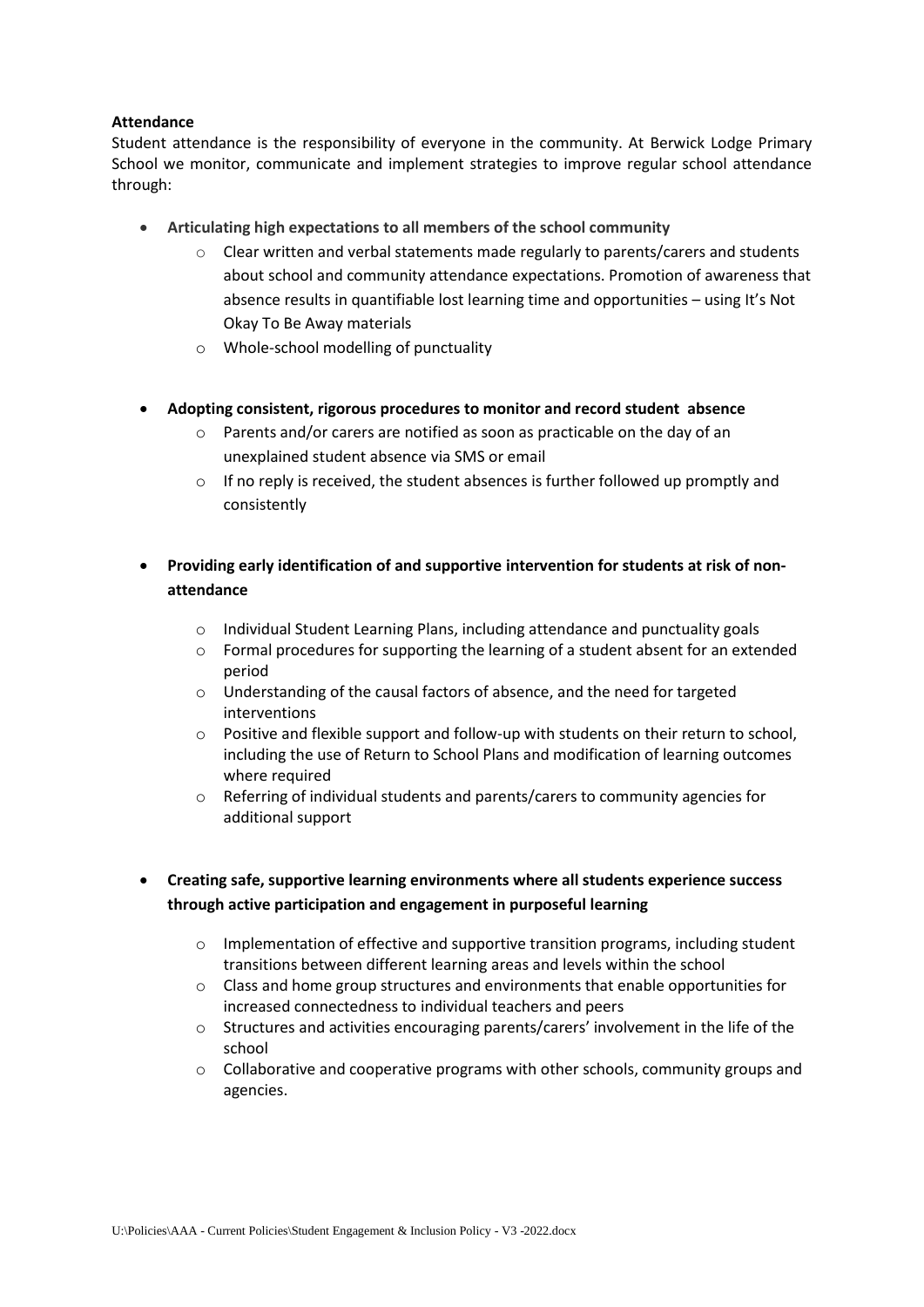**Attendance**

Student attendance is the responsibility of everyone in the community. At Berwick Lodge Primary School we monitor, communicate and implement strategies to improve regular school attendance through:

- **Articulating high expectations to all members of the school community**
  - Clear written and verbal statements made regularly to parents/carers and students about school and community attendance expectations. Promotion of awareness that absence results in quantifiable lost learning time and opportunities – using It's Not Okay To Be Away materials
  - Whole-school modelling of punctuality

- **Adopting consistent, rigorous procedures to monitor and record student absence**
  - Parents and/or carers are notified as soon as practicable on the day of an unexplained student absence via SMS or email
  - If no reply is received, the student absences is further followed up promptly and consistently

- **Providing early identification of and supportive intervention for students at risk of non-attendance**
  - Individual Student Learning Plans, including attendance and punctuality goals
  - Formal procedures for supporting the learning of a student absent for an extended period
  - Understanding of the causal factors of absence, and the need for targeted interventions
  - Positive and flexible support and follow-up with students on their return to school, including the use of Return to School Plans and modification of learning outcomes where required
  - Referring of individual students and parents/carers to community agencies for additional support

- **Creating safe, supportive learning environments where all students experience success through active participation and engagement in purposeful learning**
  - Implementation of effective and supportive transition programs, including student transitions between different learning areas and levels within the school
  - Class and home group structures and environments that enable opportunities for increased connectedness to individual teachers and peers
  - Structures and activities encouraging parents/carers' involvement in the life of the school
  - Collaborative and cooperative programs with other schools, community groups and agencies.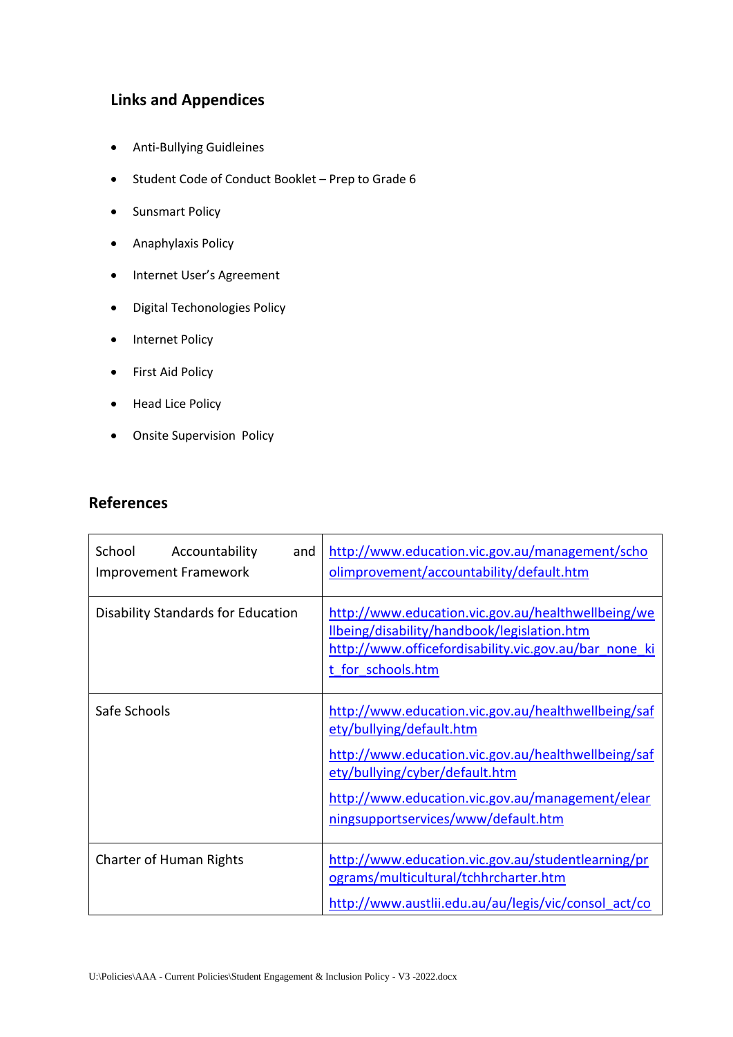### Links and Appendices

- Anti-Bullying Guidleines
- Student Code of Conduct Booklet – Prep to Grade 6
- Sunsmart Policy
- Anaphylaxis Policy
- Internet User's Agreement
- Digital Techonologies Policy
- Internet Policy
- First Aid Policy
- Head Lice Policy
- Onsite Supervision Policy

## References

| | |
|---|---|
| School Accountability and Improvement Framework | http://www.education.vic.gov.au/management/schoolimprovement/accountability/default.htm |
| Disability Standards for Education | http://www.education.vic.gov.au/healthwellbeing/wellbeing/disability/handbook/legislation.htm http://www.officefordisability.vic.gov.au/bar_none_kit_for_schools.htm |
| Safe Schools | http://www.education.vic.gov.au/healthwellbeing/safety/bullying/default.htm http://www.education.vic.gov.au/healthwellbeing/safety/bullying/cyber/default.htm http://www.education.vic.gov.au/management/elearningsupportservices/www/default.htm |
| Charter of Human Rights | http://www.education.vic.gov.au/studentlearning/programs/multicultural/tchhrcharter.htm http://www.austlii.edu.au/au/legis/vic/consol_act/co |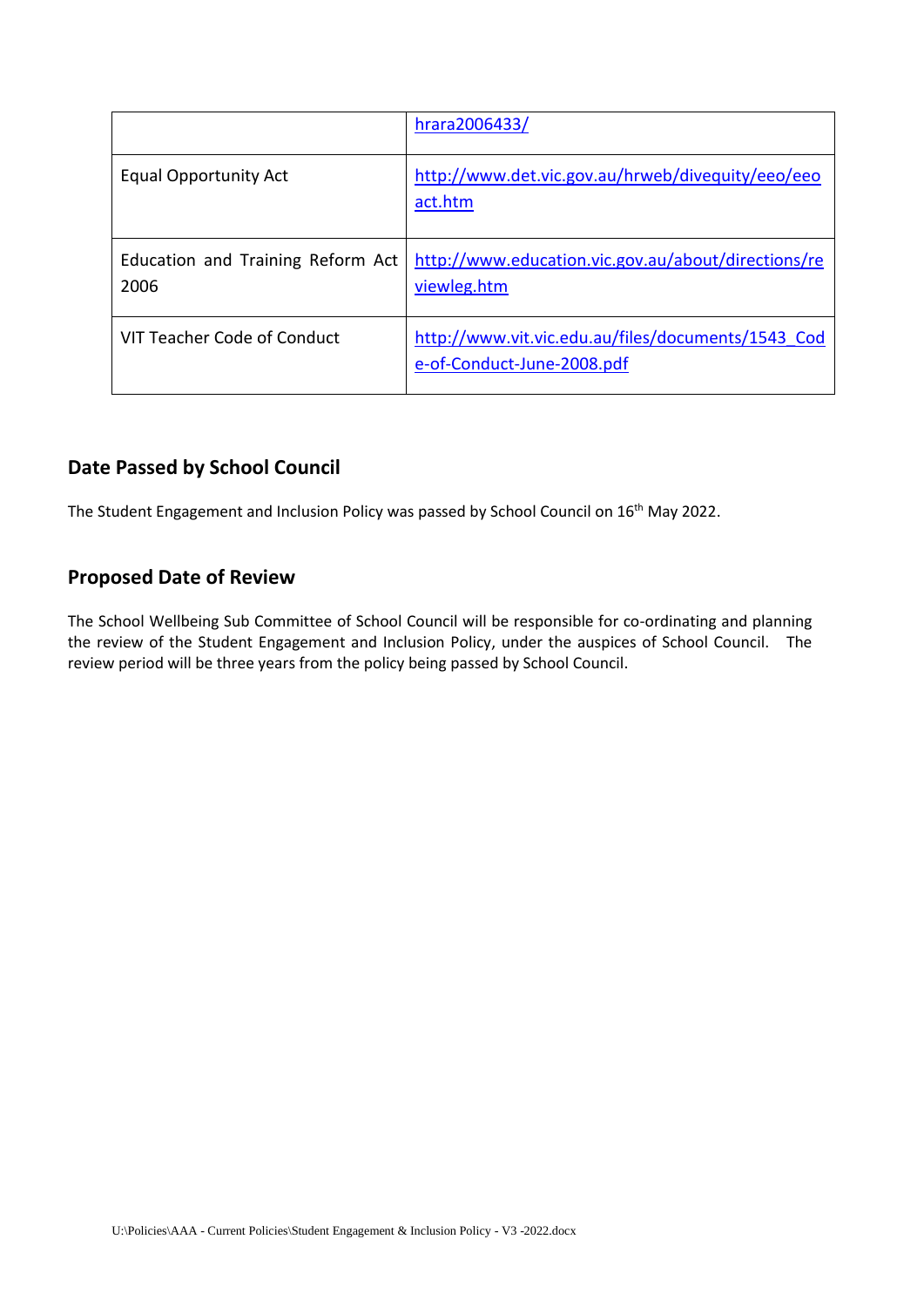| | |
|---|---|
| | hrara2006433/ |
| Equal Opportunity Act | http://www.det.vic.gov.au/hrweb/divequity/eeo/eeoact.htm |
| Education and Training Reform Act 2006 | http://www.education.vic.gov.au/about/directions/reviewleg.htm |
| VIT Teacher Code of Conduct | http://www.vit.vic.edu.au/files/documents/1543_Code-of-Conduct-June-2008.pdf |

## Date Passed by School Council

The Student Engagement and Inclusion Policy was passed by School Council on 16th May 2022.

## Proposed Date of Review

The School Wellbeing Sub Committee of School Council will be responsible for co-ordinating and planning the review of the Student Engagement and Inclusion Policy, under the auspices of School Council. The review period will be three years from the policy being passed by School Council.

U:\Policies\AAA - Current Policies\Student Engagement & Inclusion Policy - V3 -2022.docx